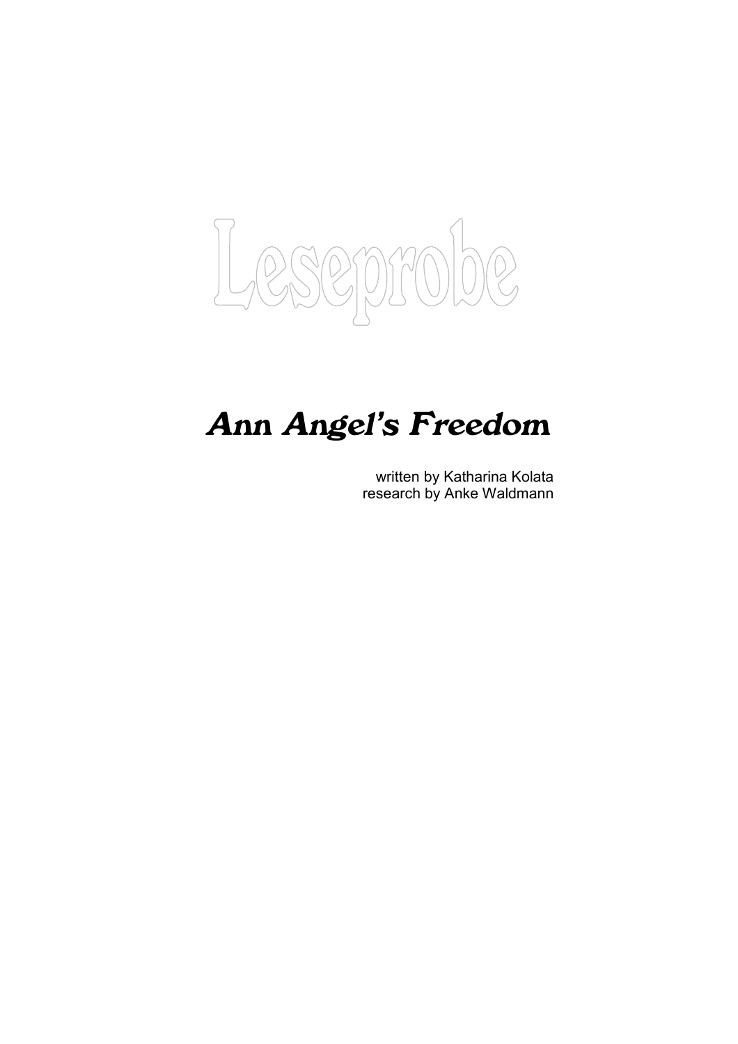Leseprobe

# Ann Angel's Freedom

written by Katharina Kolata
research by Anke Waldmann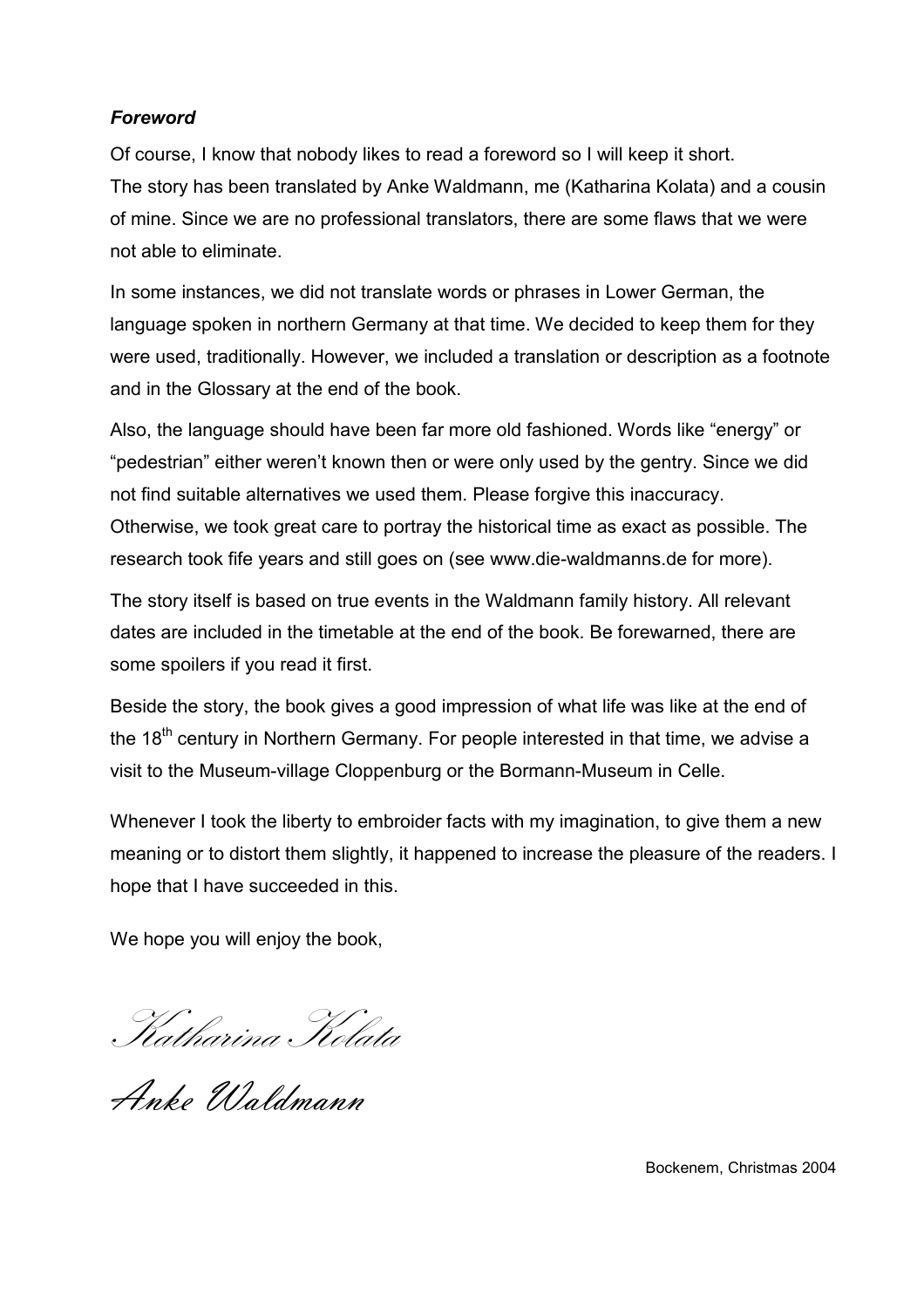*Foreword*

Of course, I know that nobody likes to read a foreword so I will keep it short.
The story has been translated by Anke Waldmann, me (Katharina Kolata) and a cousin of mine. Since we are no professional translators, there are some flaws that we were not able to eliminate.

In some instances, we did not translate words or phrases in Lower German, the language spoken in northern Germany at that time. We decided to keep them for they were used, traditionally. However, we included a translation or description as a footnote and in the Glossary at the end of the book.

Also, the language should have been far more old fashioned. Words like "energy" or "pedestrian" either weren't known then or were only used by the gentry. Since we did not find suitable alternatives we used them. Please forgive this inaccuracy.
Otherwise, we took great care to portray the historical time as exact as possible. The research took fife years and still goes on (see www.die-waldmanns.de for more).

The story itself is based on true events in the Waldmann family history. All relevant dates are included in the timetable at the end of the book. Be forewarned, there are some spoilers if you read it first.

Beside the story, the book gives a good impression of what life was like at the end of the 18th century in Northern Germany. For people interested in that time, we advise a visit to the Museum-village Cloppenburg or the Bormann-Museum in Celle.

Whenever I took the liberty to embroider facts with my imagination, to give them a new meaning or to distort them slightly, it happened to increase the pleasure of the readers. I hope that I have succeeded in this.

We hope you will enjoy the book,

*Katharina Kolata*

*Anke Waldmann*

Bockenem, Christmas 2004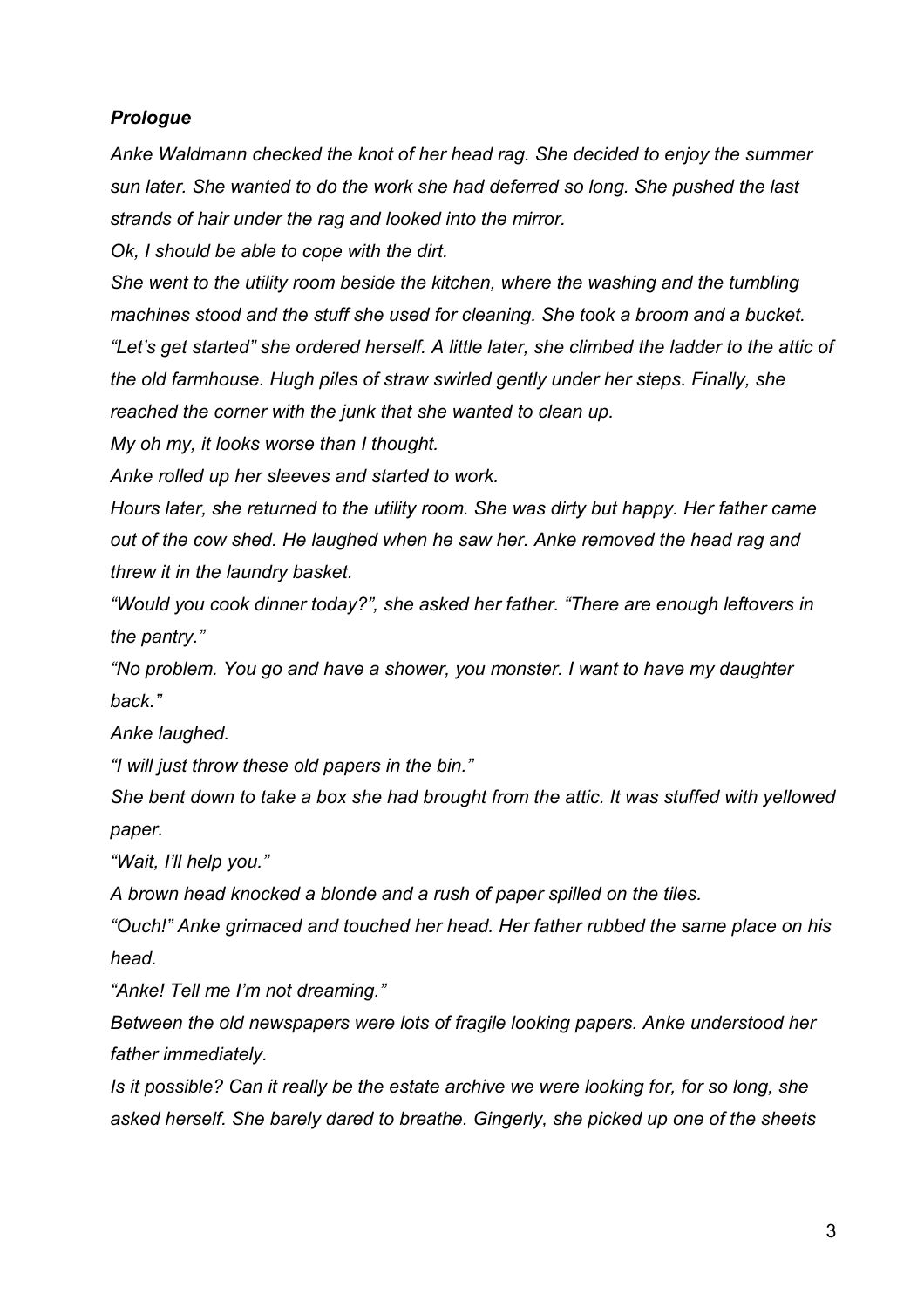***Prologue***

*Anke Waldmann checked the knot of her head rag. She decided to enjoy the summer sun later. She wanted to do the work she had deferred so long. She pushed the last strands of hair under the rag and looked into the mirror.*

*Ok, I should be able to cope with the dirt.*

*She went to the utility room beside the kitchen, where the washing and the tumbling machines stood and the stuff she used for cleaning. She took a broom and a bucket.*

*"Let's get started" she ordered herself. A little later, she climbed the ladder to the attic of the old farmhouse. Hugh piles of straw swirled gently under her steps. Finally, she reached the corner with the junk that she wanted to clean up.*

*My oh my, it looks worse than I thought.*

*Anke rolled up her sleeves and started to work.*

*Hours later, she returned to the utility room. She was dirty but happy. Her father came out of the cow shed. He laughed when he saw her. Anke removed the head rag and threw it in the laundry basket.*

*"Would you cook dinner today?", she asked her father. "There are enough leftovers in the pantry."*

*"No problem. You go and have a shower, you monster. I want to have my daughter back."*

*Anke laughed.*

*"I will just throw these old papers in the bin."*

*She bent down to take a box she had brought from the attic. It was stuffed with yellowed paper.*

*"Wait, I'll help you."*

*A brown head knocked a blonde and a rush of paper spilled on the tiles.*

*"Ouch!" Anke grimaced and touched her head. Her father rubbed the same place on his head.*

*"Anke! Tell me I'm not dreaming."*

*Between the old newspapers were lots of fragile looking papers. Anke understood her father immediately.*

*Is it possible? Can it really be the estate archive we were looking for, for so long, she asked herself. She barely dared to breathe. Gingerly, she picked up one of the sheets*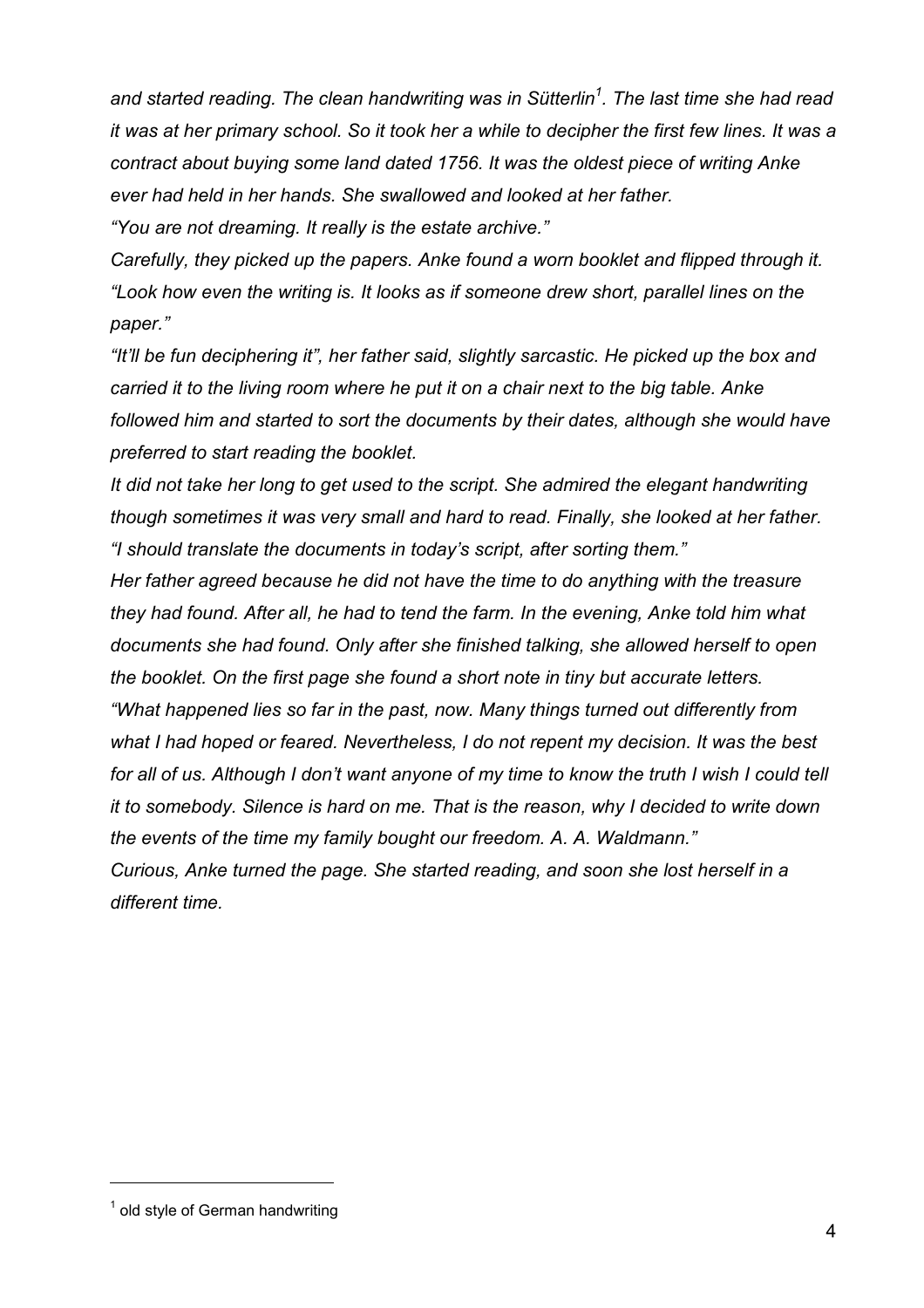*and started reading. The clean handwriting was in Sütterlin[1]. The last time she had read it was at her primary school. So it took her a while to decipher the first few lines. It was a contract about buying some land dated 1756. It was the oldest piece of writing Anke ever had held in her hands. She swallowed and looked at her father.*

*"You are not dreaming. It really is the estate archive."*

*Carefully, they picked up the papers. Anke found a worn booklet and flipped through it. "Look how even the writing is. It looks as if someone drew short, parallel lines on the paper."*

*"It'll be fun deciphering it", her father said, slightly sarcastic. He picked up the box and carried it to the living room where he put it on a chair next to the big table. Anke followed him and started to sort the documents by their dates, although she would have preferred to start reading the booklet.*

*It did not take her long to get used to the script. She admired the elegant handwriting though sometimes it was very small and hard to read. Finally, she looked at her father. "I should translate the documents in today's script, after sorting them."*

*Her father agreed because he did not have the time to do anything with the treasure they had found. After all, he had to tend the farm. In the evening, Anke told him what documents she had found. Only after she finished talking, she allowed herself to open the booklet. On the first page she found a short note in tiny but accurate letters.*

*"What happened lies so far in the past, now. Many things turned out differently from what I had hoped or feared. Nevertheless, I do not repent my decision. It was the best for all of us. Although I don't want anyone of my time to know the truth I wish I could tell it to somebody. Silence is hard on me. That is the reason, why I decided to write down the events of the time my family bought our freedom. A. A. Waldmann."*

*Curious, Anke turned the page. She started reading, and soon she lost herself in a different time.*

---

[1] old style of German handwriting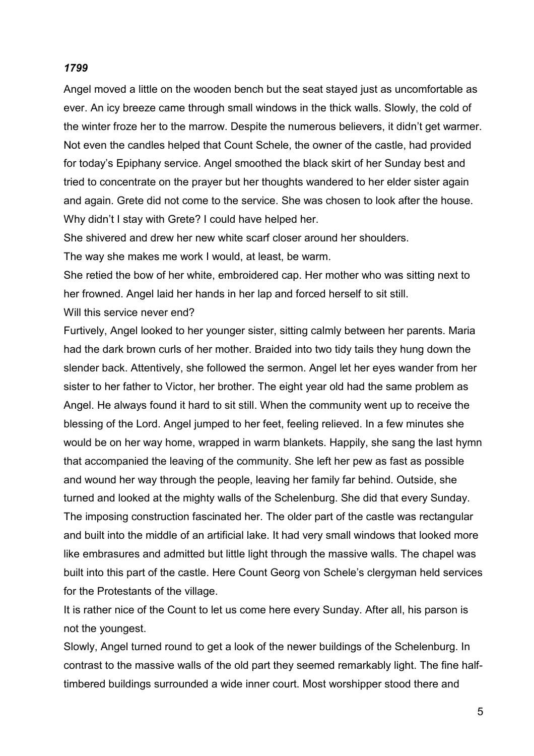***1799***

Angel moved a little on the wooden bench but the seat stayed just as uncomfortable as ever. An icy breeze came through small windows in the thick walls. Slowly, the cold of the winter froze her to the marrow. Despite the numerous believers, it didn't get warmer. Not even the candles helped that Count Schele, the owner of the castle, had provided for today's Epiphany service. Angel smoothed the black skirt of her Sunday best and tried to concentrate on the prayer but her thoughts wandered to her elder sister again and again. Grete did not come to the service. She was chosen to look after the house. Why didn't I stay with Grete? I could have helped her.

She shivered and drew her new white scarf closer around her shoulders.

The way she makes me work I would, at least, be warm.

She retied the bow of her white, embroidered cap. Her mother who was sitting next to her frowned. Angel laid her hands in her lap and forced herself to sit still.

Will this service never end?

Furtively, Angel looked to her younger sister, sitting calmly between her parents. Maria had the dark brown curls of her mother. Braided into two tidy tails they hung down the slender back. Attentively, she followed the sermon. Angel let her eyes wander from her sister to her father to Victor, her brother. The eight year old had the same problem as Angel. He always found it hard to sit still. When the community went up to receive the blessing of the Lord. Angel jumped to her feet, feeling relieved. In a few minutes she would be on her way home, wrapped in warm blankets. Happily, she sang the last hymn that accompanied the leaving of the community. She left her pew as fast as possible and wound her way through the people, leaving her family far behind. Outside, she turned and looked at the mighty walls of the Schelenburg. She did that every Sunday. The imposing construction fascinated her. The older part of the castle was rectangular and built into the middle of an artificial lake. It had very small windows that looked more like embrasures and admitted but little light through the massive walls. The chapel was built into this part of the castle. Here Count Georg von Schele's clergyman held services for the Protestants of the village.

It is rather nice of the Count to let us come here every Sunday. After all, his parson is not the youngest.

Slowly, Angel turned round to get a look of the newer buildings of the Schelenburg. In contrast to the massive walls of the old part they seemed remarkably light. The fine half-timbered buildings surrounded a wide inner court. Most worshipper stood there and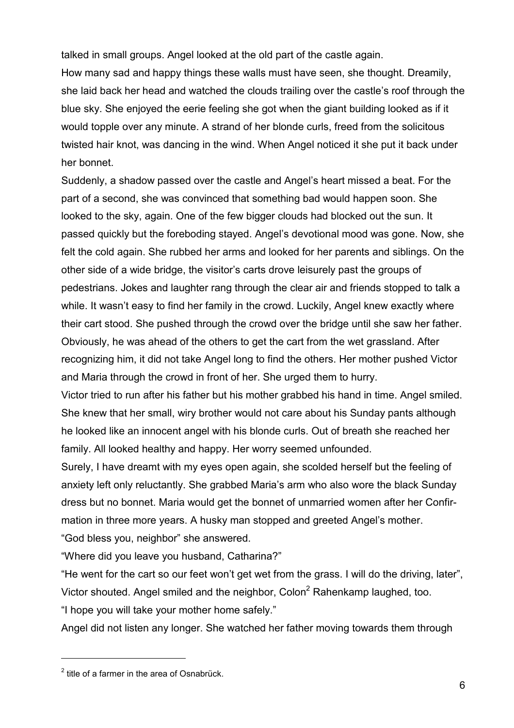talked in small groups. Angel looked at the old part of the castle again.

How many sad and happy things these walls must have seen, she thought. Dreamily, she laid back her head and watched the clouds trailing over the castle's roof through the blue sky. She enjoyed the eerie feeling she got when the giant building looked as if it would topple over any minute. A strand of her blonde curls, freed from the solicitous twisted hair knot, was dancing in the wind. When Angel noticed it she put it back under her bonnet.

Suddenly, a shadow passed over the castle and Angel's heart missed a beat. For the part of a second, she was convinced that something bad would happen soon. She looked to the sky, again. One of the few bigger clouds had blocked out the sun. It passed quickly but the foreboding stayed. Angel's devotional mood was gone. Now, she felt the cold again. She rubbed her arms and looked for her parents and siblings. On the other side of a wide bridge, the visitor's carts drove leisurely past the groups of pedestrians. Jokes and laughter rang through the clear air and friends stopped to talk a while. It wasn't easy to find her family in the crowd. Luckily, Angel knew exactly where their cart stood. She pushed through the crowd over the bridge until she saw her father. Obviously, he was ahead of the others to get the cart from the wet grassland. After recognizing him, it did not take Angel long to find the others. Her mother pushed Victor and Maria through the crowd in front of her. She urged them to hurry.

Victor tried to run after his father but his mother grabbed his hand in time. Angel smiled. She knew that her small, wiry brother would not care about his Sunday pants although he looked like an innocent angel with his blonde curls. Out of breath she reached her family. All looked healthy and happy. Her worry seemed unfounded.

Surely, I have dreamt with my eyes open again, she scolded herself but the feeling of anxiety left only reluctantly. She grabbed Maria's arm who also wore the black Sunday dress but no bonnet. Maria would get the bonnet of unmarried women after her Confirmation in three more years. A husky man stopped and greeted Angel's mother.

"God bless you, neighbor" she answered.

"Where did you leave you husband, Catharina?"

"He went for the cart so our feet won't get wet from the grass. I will do the driving, later", Victor shouted. Angel smiled and the neighbor, Colon[2] Rahenkamp laughed, too.

"I hope you will take your mother home safely."

Angel did not listen any longer. She watched her father moving towards them through

---

[2] title of a farmer in the area of Osnabrück.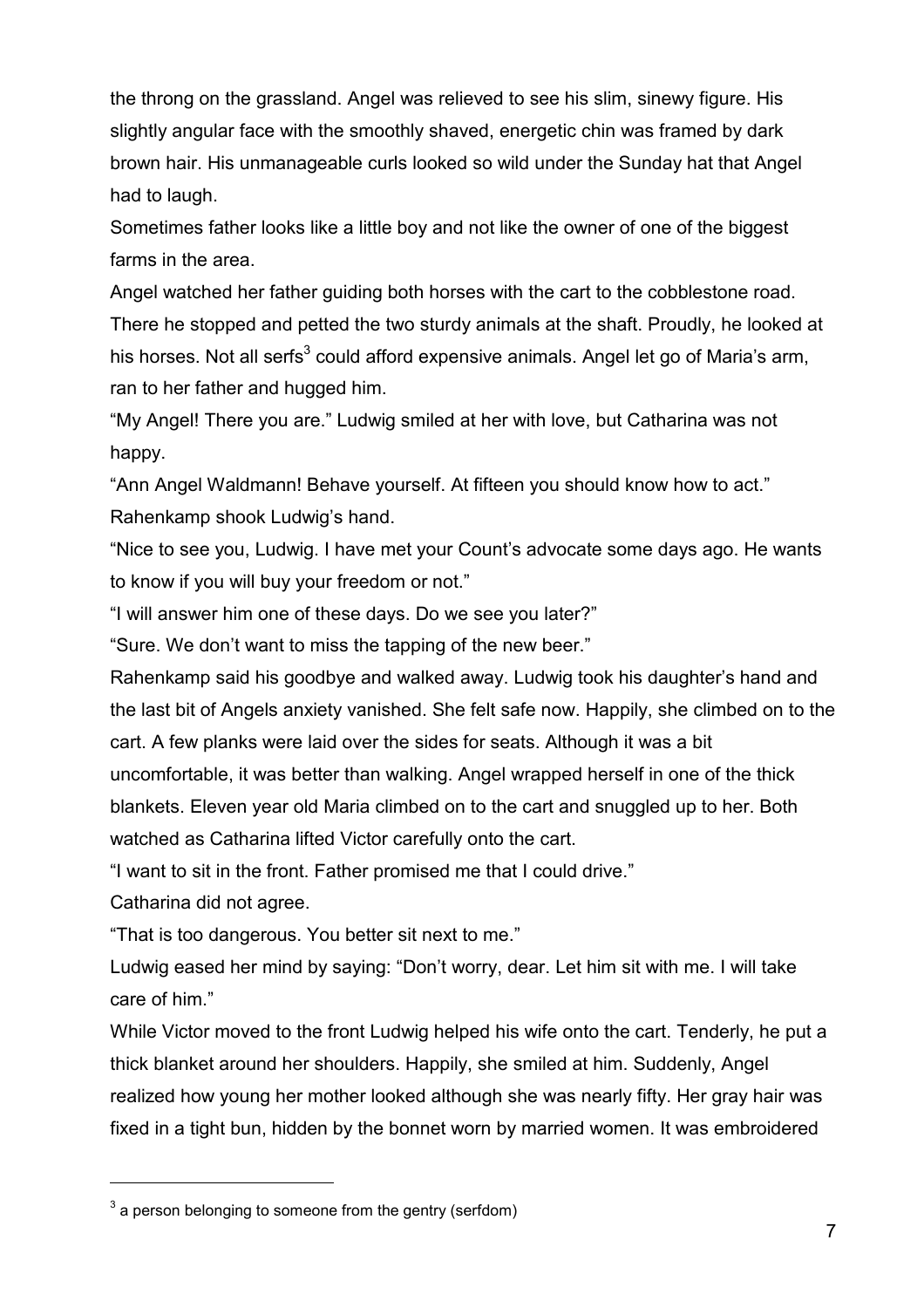the throng on the grassland. Angel was relieved to see his slim, sinewy figure. His slightly angular face with the smoothly shaved, energetic chin was framed by dark brown hair. His unmanageable curls looked so wild under the Sunday hat that Angel had to laugh.

Sometimes father looks like a little boy and not like the owner of one of the biggest farms in the area.

Angel watched her father guiding both horses with the cart to the cobblestone road. There he stopped and petted the two sturdy animals at the shaft. Proudly, he looked at his horses. Not all serfs[3] could afford expensive animals. Angel let go of Maria's arm, ran to her father and hugged him.

"My Angel! There you are." Ludwig smiled at her with love, but Catharina was not happy.

"Ann Angel Waldmann! Behave yourself. At fifteen you should know how to act."

Rahenkamp shook Ludwig's hand.

"Nice to see you, Ludwig. I have met your Count's advocate some days ago. He wants to know if you will buy your freedom or not."

"I will answer him one of these days. Do we see you later?"

"Sure. We don't want to miss the tapping of the new beer."

Rahenkamp said his goodbye and walked away. Ludwig took his daughter's hand and the last bit of Angels anxiety vanished. She felt safe now. Happily, she climbed on to the cart. A few planks were laid over the sides for seats. Although it was a bit uncomfortable, it was better than walking. Angel wrapped herself in one of the thick blankets. Eleven year old Maria climbed on to the cart and snuggled up to her. Both watched as Catharina lifted Victor carefully onto the cart.

"I want to sit in the front. Father promised me that I could drive."

Catharina did not agree.

"That is too dangerous. You better sit next to me."

Ludwig eased her mind by saying: "Don't worry, dear. Let him sit with me. I will take care of him."

While Victor moved to the front Ludwig helped his wife onto the cart. Tenderly, he put a thick blanket around her shoulders. Happily, she smiled at him. Suddenly, Angel realized how young her mother looked although she was nearly fifty. Her gray hair was fixed in a tight bun, hidden by the bonnet worn by married women. It was embroidered

---

[3] a person belonging to someone from the gentry (serfdom)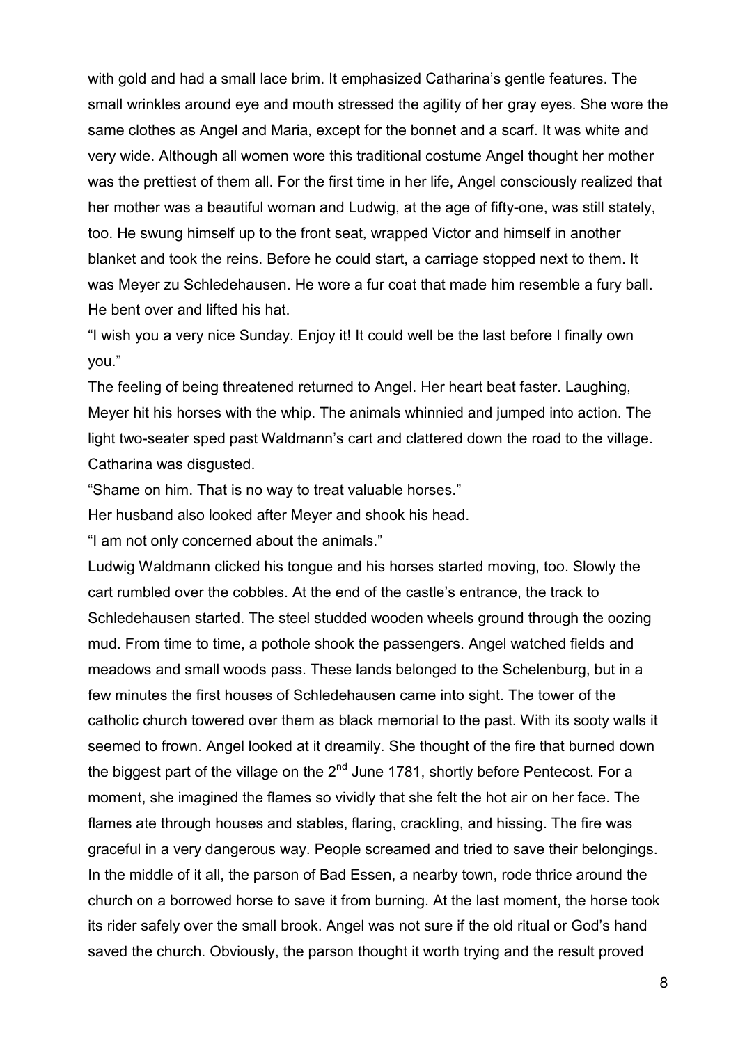with gold and had a small lace brim. It emphasized Catharina's gentle features. The small wrinkles around eye and mouth stressed the agility of her gray eyes. She wore the same clothes as Angel and Maria, except for the bonnet and a scarf. It was white and very wide. Although all women wore this traditional costume Angel thought her mother was the prettiest of them all. For the first time in her life, Angel consciously realized that her mother was a beautiful woman and Ludwig, at the age of fifty-one, was still stately, too. He swung himself up to the front seat, wrapped Victor and himself in another blanket and took the reins. Before he could start, a carriage stopped next to them. It was Meyer zu Schledehausen. He wore a fur coat that made him resemble a fury ball. He bent over and lifted his hat.

"I wish you a very nice Sunday. Enjoy it! It could well be the last before I finally own you."

The feeling of being threatened returned to Angel. Her heart beat faster. Laughing, Meyer hit his horses with the whip. The animals whinnied and jumped into action. The light two-seater sped past Waldmann's cart and clattered down the road to the village. Catharina was disgusted.

"Shame on him. That is no way to treat valuable horses."

Her husband also looked after Meyer and shook his head.

"I am not only concerned about the animals."

Ludwig Waldmann clicked his tongue and his horses started moving, too. Slowly the cart rumbled over the cobbles. At the end of the castle's entrance, the track to Schledehausen started. The steel studded wooden wheels ground through the oozing mud. From time to time, a pothole shook the passengers. Angel watched fields and meadows and small woods pass. These lands belonged to the Schelenburg, but in a few minutes the first houses of Schledehausen came into sight. The tower of the catholic church towered over them as black memorial to the past. With its sooty walls it seemed to frown. Angel looked at it dreamily. She thought of the fire that burned down the biggest part of the village on the 2nd June 1781, shortly before Pentecost. For a moment, she imagined the flames so vividly that she felt the hot air on her face. The flames ate through houses and stables, flaring, crackling, and hissing. The fire was graceful in a very dangerous way. People screamed and tried to save their belongings. In the middle of it all, the parson of Bad Essen, a nearby town, rode thrice around the church on a borrowed horse to save it from burning. At the last moment, the horse took its rider safely over the small brook. Angel was not sure if the old ritual or God's hand saved the church. Obviously, the parson thought it worth trying and the result proved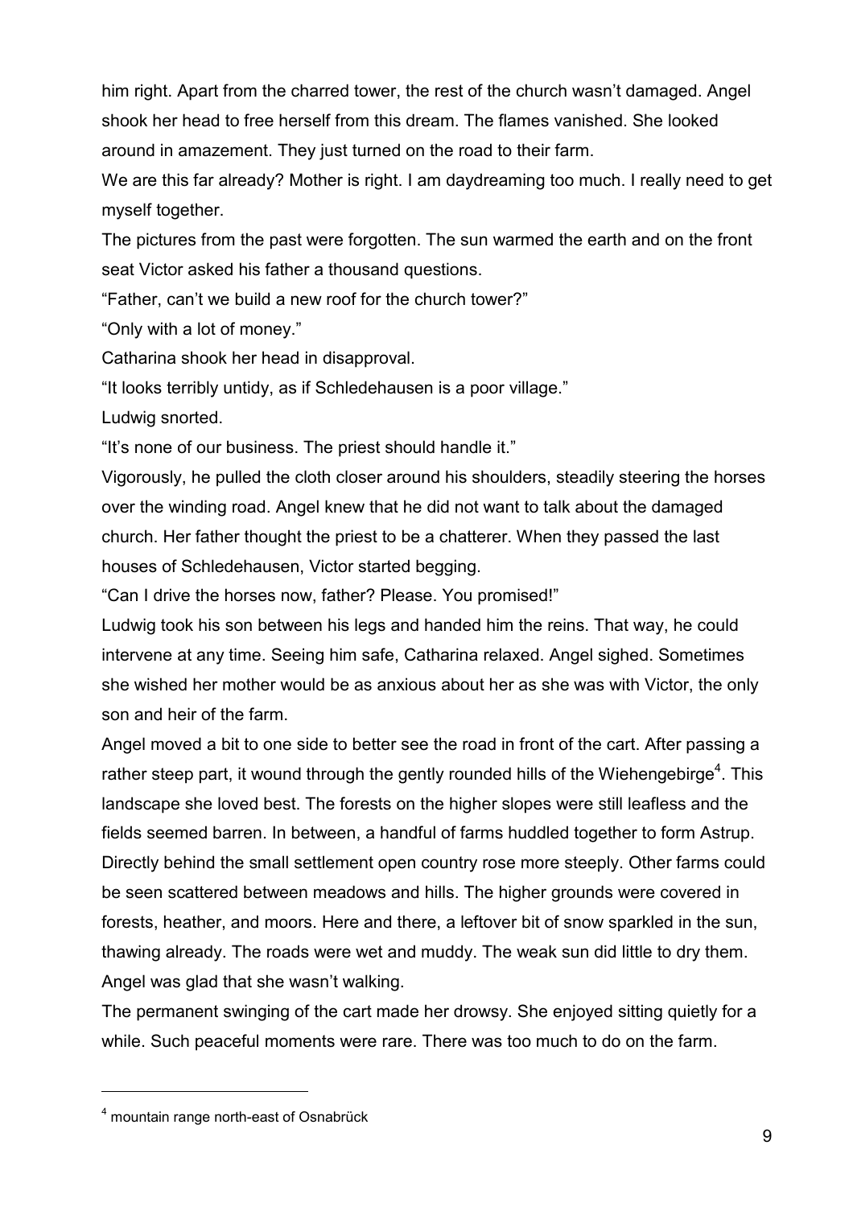him right. Apart from the charred tower, the rest of the church wasn't damaged. Angel shook her head to free herself from this dream. The flames vanished. She looked around in amazement. They just turned on the road to their farm.

We are this far already? Mother is right. I am daydreaming too much. I really need to get myself together.

The pictures from the past were forgotten. The sun warmed the earth and on the front seat Victor asked his father a thousand questions.

"Father, can't we build a new roof for the church tower?"

"Only with a lot of money."

Catharina shook her head in disapproval.

"It looks terribly untidy, as if Schledehausen is a poor village."

Ludwig snorted.

"It's none of our business. The priest should handle it."

Vigorously, he pulled the cloth closer around his shoulders, steadily steering the horses over the winding road. Angel knew that he did not want to talk about the damaged church. Her father thought the priest to be a chatterer. When they passed the last houses of Schledehausen, Victor started begging.

"Can I drive the horses now, father? Please. You promised!"

Ludwig took his son between his legs and handed him the reins. That way, he could intervene at any time. Seeing him safe, Catharina relaxed. Angel sighed. Sometimes she wished her mother would be as anxious about her as she was with Victor, the only son and heir of the farm.

Angel moved a bit to one side to better see the road in front of the cart. After passing a rather steep part, it wound through the gently rounded hills of the Wiehengebirge[4]. This landscape she loved best. The forests on the higher slopes were still leafless and the fields seemed barren. In between, a handful of farms huddled together to form Astrup. Directly behind the small settlement open country rose more steeply. Other farms could be seen scattered between meadows and hills. The higher grounds were covered in forests, heather, and moors. Here and there, a leftover bit of snow sparkled in the sun, thawing already. The roads were wet and muddy. The weak sun did little to dry them. Angel was glad that she wasn't walking.

The permanent swinging of the cart made her drowsy. She enjoyed sitting quietly for a while. Such peaceful moments were rare. There was too much to do on the farm.

---

[4] mountain range north-east of Osnabrück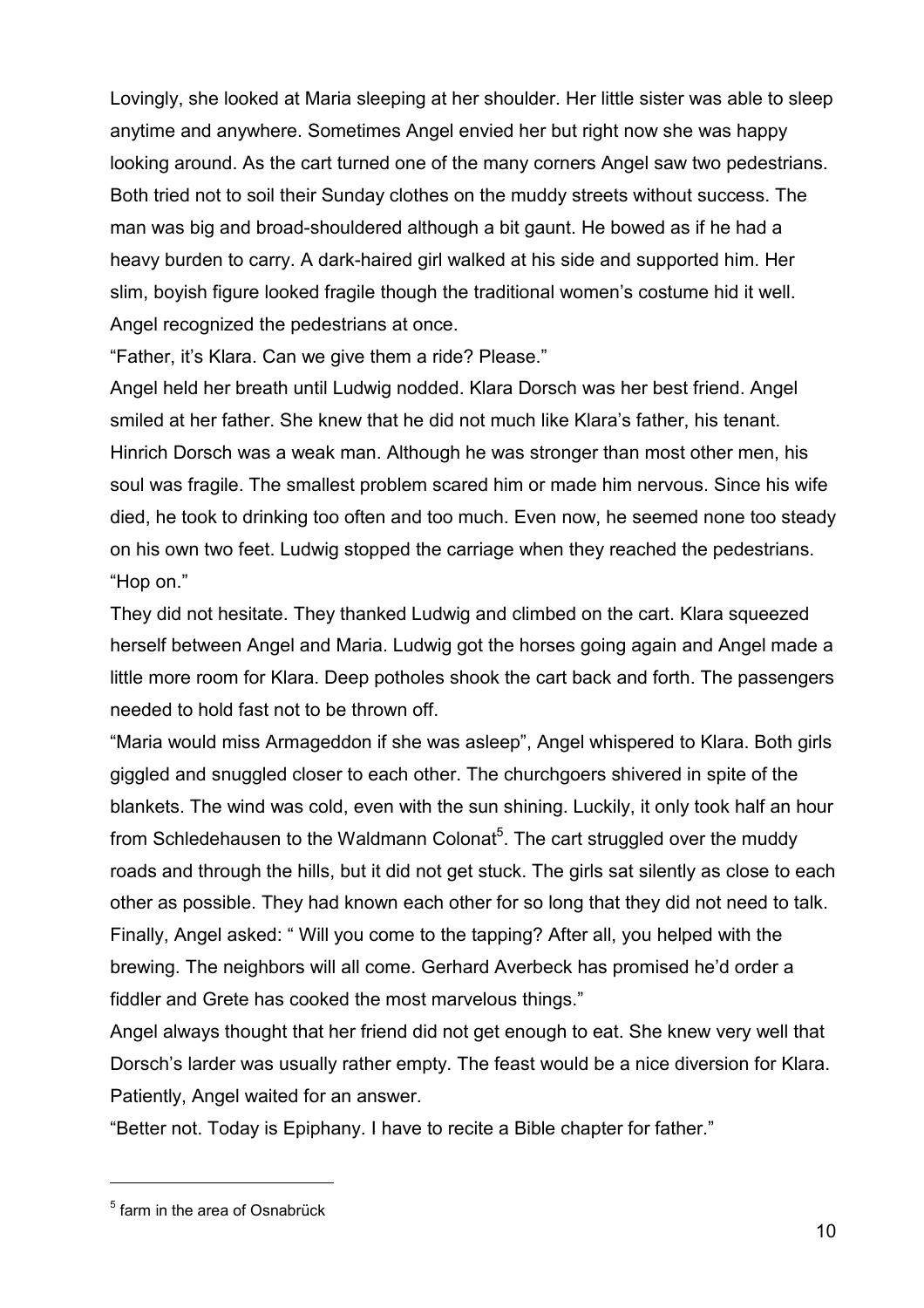Lovingly, she looked at Maria sleeping at her shoulder. Her little sister was able to sleep anytime and anywhere. Sometimes Angel envied her but right now she was happy looking around. As the cart turned one of the many corners Angel saw two pedestrians. Both tried not to soil their Sunday clothes on the muddy streets without success. The man was big and broad-shouldered although a bit gaunt. He bowed as if he had a heavy burden to carry. A dark-haired girl walked at his side and supported him. Her slim, boyish figure looked fragile though the traditional women's costume hid it well. Angel recognized the pedestrians at once.

"Father, it's Klara. Can we give them a ride? Please."

Angel held her breath until Ludwig nodded. Klara Dorsch was her best friend. Angel smiled at her father. She knew that he did not much like Klara's father, his tenant. Hinrich Dorsch was a weak man. Although he was stronger than most other men, his soul was fragile. The smallest problem scared him or made him nervous. Since his wife died, he took to drinking too often and too much. Even now, he seemed none too steady on his own two feet. Ludwig stopped the carriage when they reached the pedestrians.

"Hop on."

They did not hesitate. They thanked Ludwig and climbed on the cart. Klara squeezed herself between Angel and Maria. Ludwig got the horses going again and Angel made a little more room for Klara. Deep potholes shook the cart back and forth. The passengers needed to hold fast not to be thrown off.

"Maria would miss Armageddon if she was asleep", Angel whispered to Klara. Both girls giggled and snuggled closer to each other. The churchgoers shivered in spite of the blankets. The wind was cold, even with the sun shining. Luckily, it only took half an hour from Schledehausen to the Waldmann Colonat[5]. The cart struggled over the muddy roads and through the hills, but it did not get stuck. The girls sat silently as close to each other as possible. They had known each other for so long that they did not need to talk. Finally, Angel asked: " Will you come to the tapping? After all, you helped with the brewing. The neighbors will all come. Gerhard Averbeck has promised he'd order a fiddler and Grete has cooked the most marvelous things."

Angel always thought that her friend did not get enough to eat. She knew very well that Dorsch's larder was usually rather empty. The feast would be a nice diversion for Klara. Patiently, Angel waited for an answer.

"Better not. Today is Epiphany. I have to recite a Bible chapter for father."

---

[5] farm in the area of Osnabrück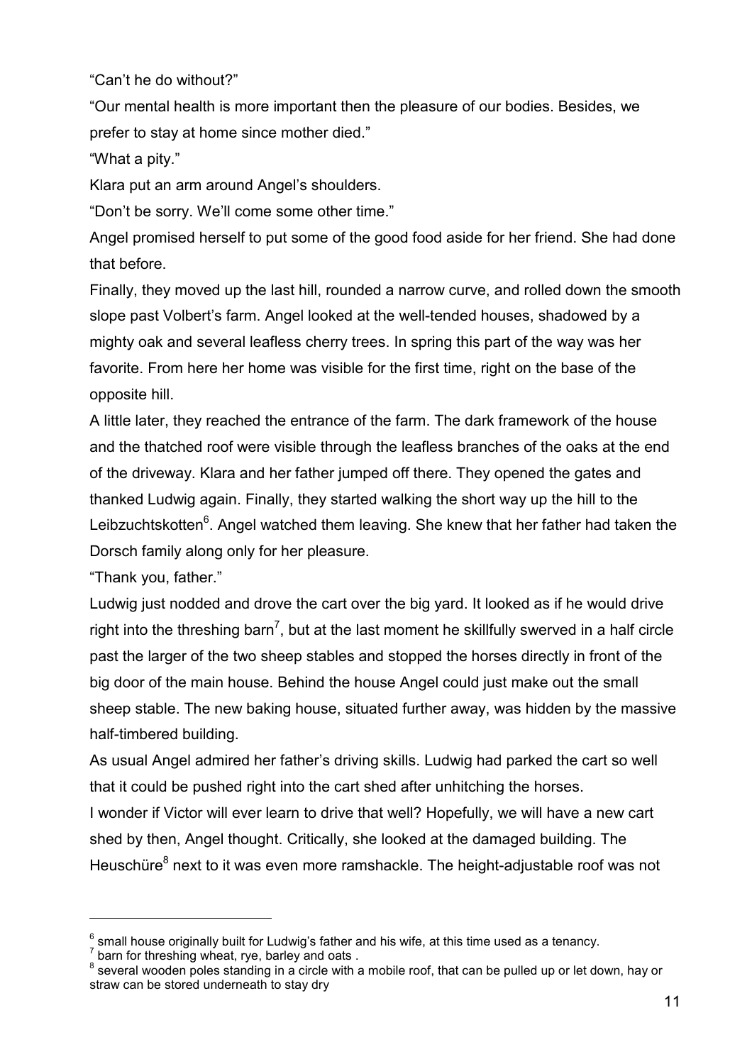“Can’t he do without?”

“Our mental health is more important then the pleasure of our bodies. Besides, we prefer to stay at home since mother died.”

“What a pity.”

Klara put an arm around Angel’s shoulders.

“Don’t be sorry. We’ll come some other time.”

Angel promised herself to put some of the good food aside for her friend. She had done that before.

Finally, they moved up the last hill, rounded a narrow curve, and rolled down the smooth slope past Volbert’s farm. Angel looked at the well-tended houses, shadowed by a mighty oak and several leafless cherry trees. In spring this part of the way was her favorite. From here her home was visible for the first time, right on the base of the opposite hill.

A little later, they reached the entrance of the farm. The dark framework of the house and the thatched roof were visible through the leafless branches of the oaks at the end of the driveway. Klara and her father jumped off there. They opened the gates and thanked Ludwig again. Finally, they started walking the short way up the hill to the Leibzuchtskotten[6]. Angel watched them leaving. She knew that her father had taken the Dorsch family along only for her pleasure.

“Thank you, father.”

Ludwig just nodded and drove the cart over the big yard. It looked as if he would drive right into the threshing barn[7], but at the last moment he skillfully swerved in a half circle past the larger of the two sheep stables and stopped the horses directly in front of the big door of the main house. Behind the house Angel could just make out the small sheep stable. The new baking house, situated further away, was hidden by the massive half-timbered building.

As usual Angel admired her father’s driving skills. Ludwig had parked the cart so well that it could be pushed right into the cart shed after unhitching the horses.

I wonder if Victor will ever learn to drive that well? Hopefully, we will have a new cart shed by then, Angel thought. Critically, she looked at the damaged building. The Heuschüre[8] next to it was even more ramshackle. The height-adjustable roof was not

---

[6] small house originally built for Ludwig’s father and his wife, at this time used as a tenancy.

[7] barn for threshing wheat, rye, barley and oats .

[8] several wooden poles standing in a circle with a mobile roof, that can be pulled up or let down, hay or straw can be stored underneath to stay dry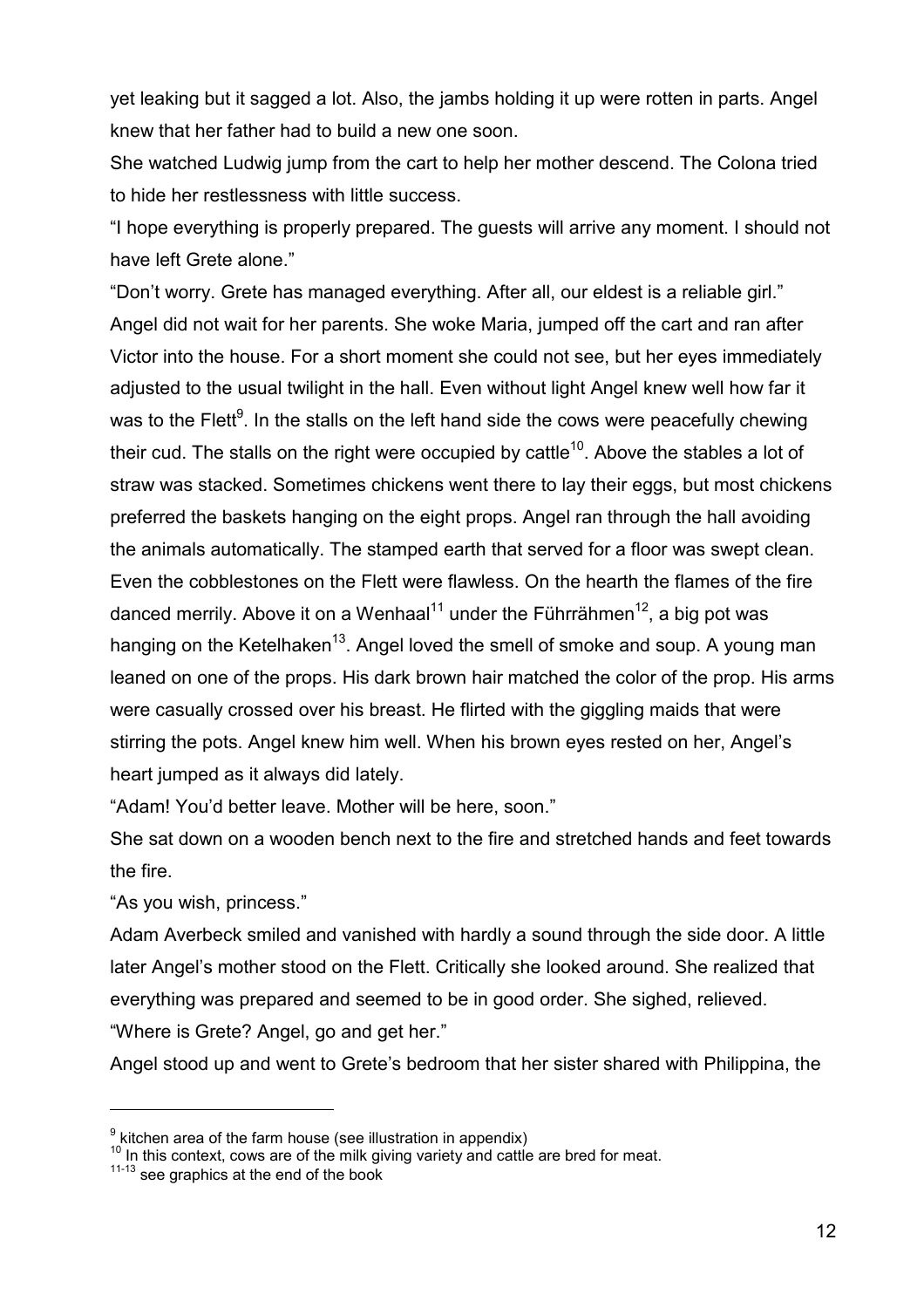yet leaking but it sagged a lot. Also, the jambs holding it up were rotten in parts. Angel knew that her father had to build a new one soon.

She watched Ludwig jump from the cart to help her mother descend. The Colona tried to hide her restlessness with little success.

"I hope everything is properly prepared. The guests will arrive any moment. I should not have left Grete alone."

"Don't worry. Grete has managed everything. After all, our eldest is a reliable girl."

Angel did not wait for her parents. She woke Maria, jumped off the cart and ran after Victor into the house. For a short moment she could not see, but her eyes immediately adjusted to the usual twilight in the hall. Even without light Angel knew well how far it was to the Flett[9]. In the stalls on the left hand side the cows were peacefully chewing their cud. The stalls on the right were occupied by cattle[10]. Above the stables a lot of straw was stacked. Sometimes chickens went there to lay their eggs, but most chickens preferred the baskets hanging on the eight props. Angel ran through the hall avoiding the animals automatically. The stamped earth that served for a floor was swept clean. Even the cobblestones on the Flett were flawless. On the hearth the flames of the fire danced merrily. Above it on a Wenhaal[11] under the Führrähmen[12], a big pot was hanging on the Ketelhaken[13]. Angel loved the smell of smoke and soup. A young man leaned on one of the props. His dark brown hair matched the color of the prop. His arms were casually crossed over his breast. He flirted with the giggling maids that were stirring the pots. Angel knew him well. When his brown eyes rested on her, Angel's heart jumped as it always did lately.

"Adam! You'd better leave. Mother will be here, soon."

She sat down on a wooden bench next to the fire and stretched hands and feet towards the fire.

"As you wish, princess."

Adam Averbeck smiled and vanished with hardly a sound through the side door. A little later Angel's mother stood on the Flett. Critically she looked around. She realized that everything was prepared and seemed to be in good order. She sighed, relieved.

"Where is Grete? Angel, go and get her."

Angel stood up and went to Grete's bedroom that her sister shared with Philippina, the

---

[9] kitchen area of the farm house (see illustration in appendix)

[10] In this context, cows are of the milk giving variety and cattle are bred for meat.

[11-13] see graphics at the end of the book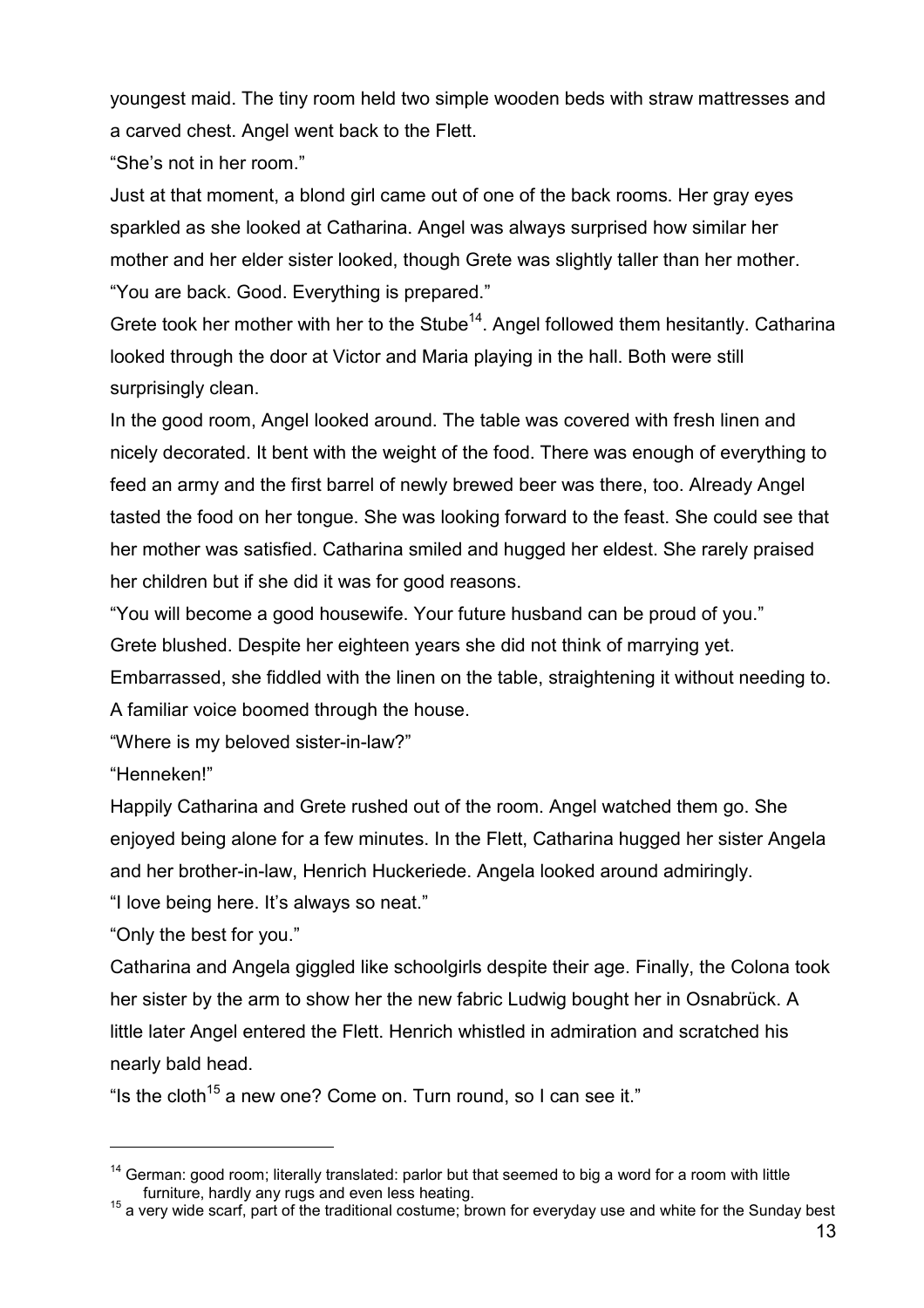youngest maid. The tiny room held two simple wooden beds with straw mattresses and a carved chest. Angel went back to the Flett.

"She's not in her room."

Just at that moment, a blond girl came out of one of the back rooms. Her gray eyes sparkled as she looked at Catharina. Angel was always surprised how similar her mother and her elder sister looked, though Grete was slightly taller than her mother.

"You are back. Good. Everything is prepared."

Grete took her mother with her to the Stube[14]. Angel followed them hesitantly. Catharina looked through the door at Victor and Maria playing in the hall. Both were still surprisingly clean.

In the good room, Angel looked around. The table was covered with fresh linen and nicely decorated. It bent with the weight of the food. There was enough of everything to feed an army and the first barrel of newly brewed beer was there, too. Already Angel tasted the food on her tongue. She was looking forward to the feast. She could see that her mother was satisfied. Catharina smiled and hugged her eldest. She rarely praised her children but if she did it was for good reasons.

"You will become a good housewife. Your future husband can be proud of you."

Grete blushed. Despite her eighteen years she did not think of marrying yet. Embarrassed, she fiddled with the linen on the table, straightening it without needing to.

A familiar voice boomed through the house.

"Where is my beloved sister-in-law?"

"Henneken!"

Happily Catharina and Grete rushed out of the room. Angel watched them go. She enjoyed being alone for a few minutes. In the Flett, Catharina hugged her sister Angela and her brother-in-law, Henrich Huckeriede. Angela looked around admiringly.

"I love being here. It's always so neat."

"Only the best for you."

Catharina and Angela giggled like schoolgirls despite their age. Finally, the Colona took her sister by the arm to show her the new fabric Ludwig bought her in Osnabrück. A little later Angel entered the Flett. Henrich whistled in admiration and scratched his nearly bald head.

"Is the cloth[15] a new one? Come on. Turn round, so I can see it."

---

[14] German: good room; literally translated: parlor but that seemed to big a word for a room with little furniture, hardly any rugs and even less heating.

[15] a very wide scarf, part of the traditional costume; brown for everyday use and white for the Sunday best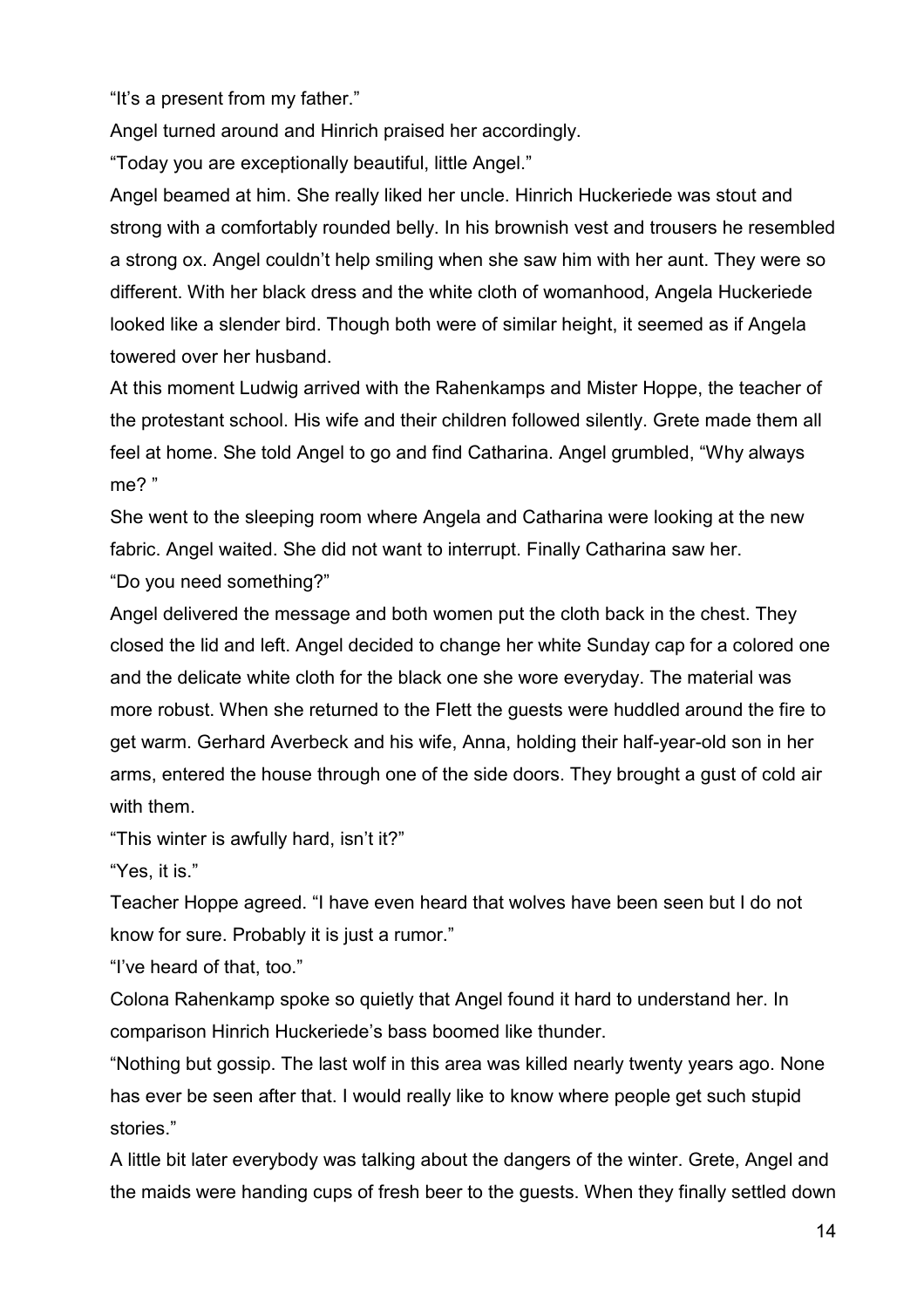"It's a present from my father."

Angel turned around and Hinrich praised her accordingly.

"Today you are exceptionally beautiful, little Angel."

Angel beamed at him. She really liked her uncle. Hinrich Huckeriede was stout and strong with a comfortably rounded belly. In his brownish vest and trousers he resembled a strong ox. Angel couldn't help smiling when she saw him with her aunt. They were so different. With her black dress and the white cloth of womanhood, Angela Huckeriede looked like a slender bird. Though both were of similar height, it seemed as if Angela towered over her husband.

At this moment Ludwig arrived with the Rahenkamps and Mister Hoppe, the teacher of the protestant school. His wife and their children followed silently. Grete made them all feel at home. She told Angel to go and find Catharina. Angel grumbled, "Why always me? "

She went to the sleeping room where Angela and Catharina were looking at the new fabric. Angel waited. She did not want to interrupt. Finally Catharina saw her.

"Do you need something?"

Angel delivered the message and both women put the cloth back in the chest. They closed the lid and left. Angel decided to change her white Sunday cap for a colored one and the delicate white cloth for the black one she wore everyday. The material was more robust. When she returned to the Flett the guests were huddled around the fire to get warm. Gerhard Averbeck and his wife, Anna, holding their half-year-old son in her arms, entered the house through one of the side doors. They brought a gust of cold air with them.

"This winter is awfully hard, isn't it?"

"Yes, it is."

Teacher Hoppe agreed. "I have even heard that wolves have been seen but I do not know for sure. Probably it is just a rumor."

"I've heard of that, too."

Colona Rahenkamp spoke so quietly that Angel found it hard to understand her. In comparison Hinrich Huckeriede's bass boomed like thunder.

"Nothing but gossip. The last wolf in this area was killed nearly twenty years ago. None has ever be seen after that. I would really like to know where people get such stupid stories."

A little bit later everybody was talking about the dangers of the winter. Grete, Angel and the maids were handing cups of fresh beer to the guests. When they finally settled down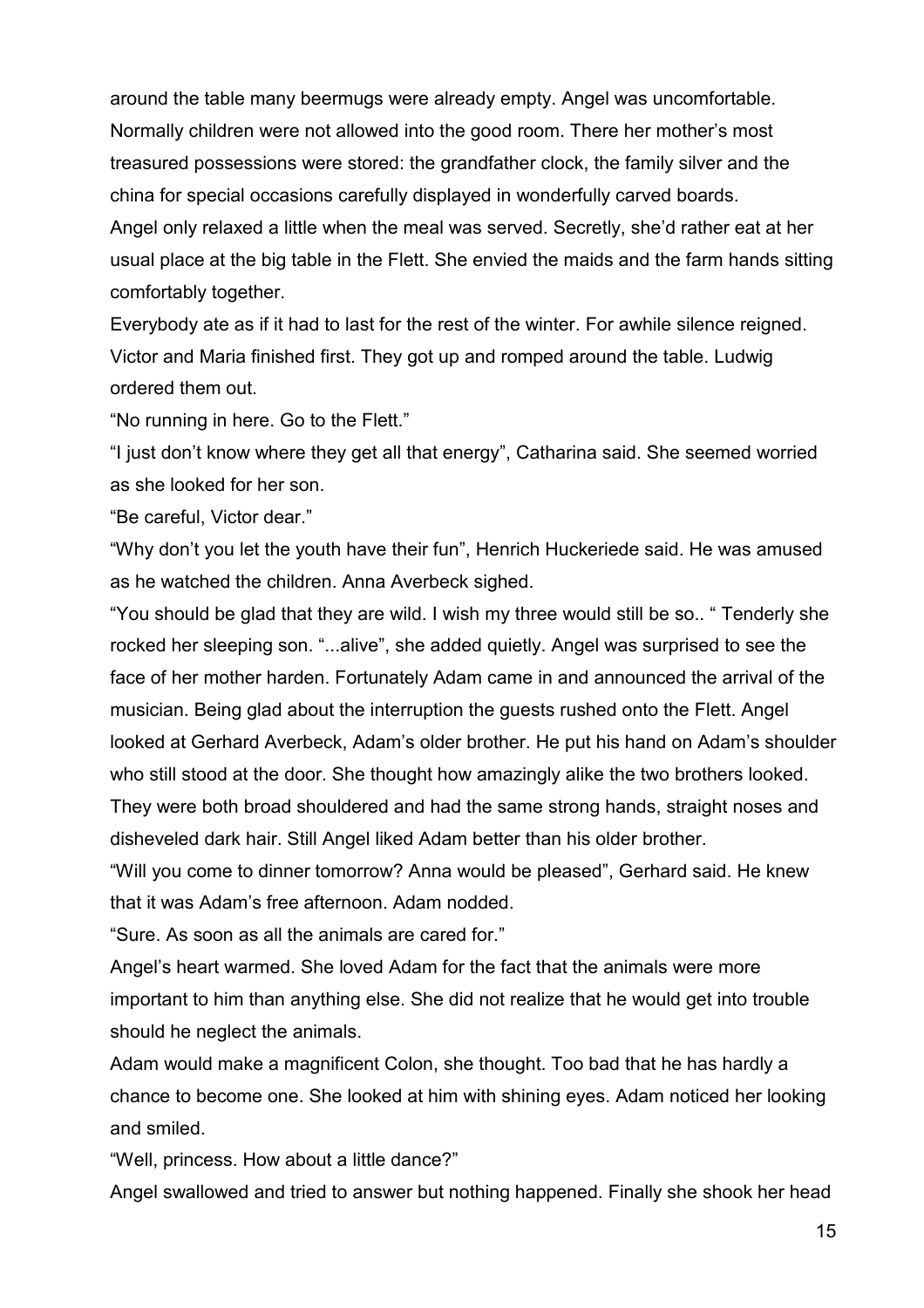around the table many beermugs were already empty. Angel was uncomfortable. Normally children were not allowed into the good room. There her mother's most treasured possessions were stored: the grandfather clock, the family silver and the china for special occasions carefully displayed in wonderfully carved boards.
Angel only relaxed a little when the meal was served. Secretly, she'd rather eat at her usual place at the big table in the Flett. She envied the maids and the farm hands sitting comfortably together.
Everybody ate as if it had to last for the rest of the winter. For awhile silence reigned. Victor and Maria finished first. They got up and romped around the table. Ludwig ordered them out.
"No running in here. Go to the Flett."
"I just don't know where they get all that energy", Catharina said. She seemed worried as she looked for her son.
"Be careful, Victor dear."
"Why don't you let the youth have their fun", Henrich Huckeriede said. He was amused as he watched the children. Anna Averbeck sighed.
"You should be glad that they are wild. I wish my three would still be so.. " Tenderly she rocked her sleeping son. "...alive", she added quietly. Angel was surprised to see the face of her mother harden. Fortunately Adam came in and announced the arrival of the musician. Being glad about the interruption the guests rushed onto the Flett. Angel looked at Gerhard Averbeck, Adam's older brother. He put his hand on Adam's shoulder who still stood at the door. She thought how amazingly alike the two brothers looked. They were both broad shouldered and had the same strong hands, straight noses and disheveled dark hair. Still Angel liked Adam better than his older brother.
"Will you come to dinner tomorrow? Anna would be pleased", Gerhard said. He knew that it was Adam's free afternoon. Adam nodded.
"Sure. As soon as all the animals are cared for."
Angel's heart warmed. She loved Adam for the fact that the animals were more important to him than anything else. She did not realize that he would get into trouble should he neglect the animals.
Adam would make a magnificent Colon, she thought. Too bad that he has hardly a chance to become one. She looked at him with shining eyes. Adam noticed her looking and smiled.
"Well, princess. How about a little dance?"
Angel swallowed and tried to answer but nothing happened. Finally she shook her head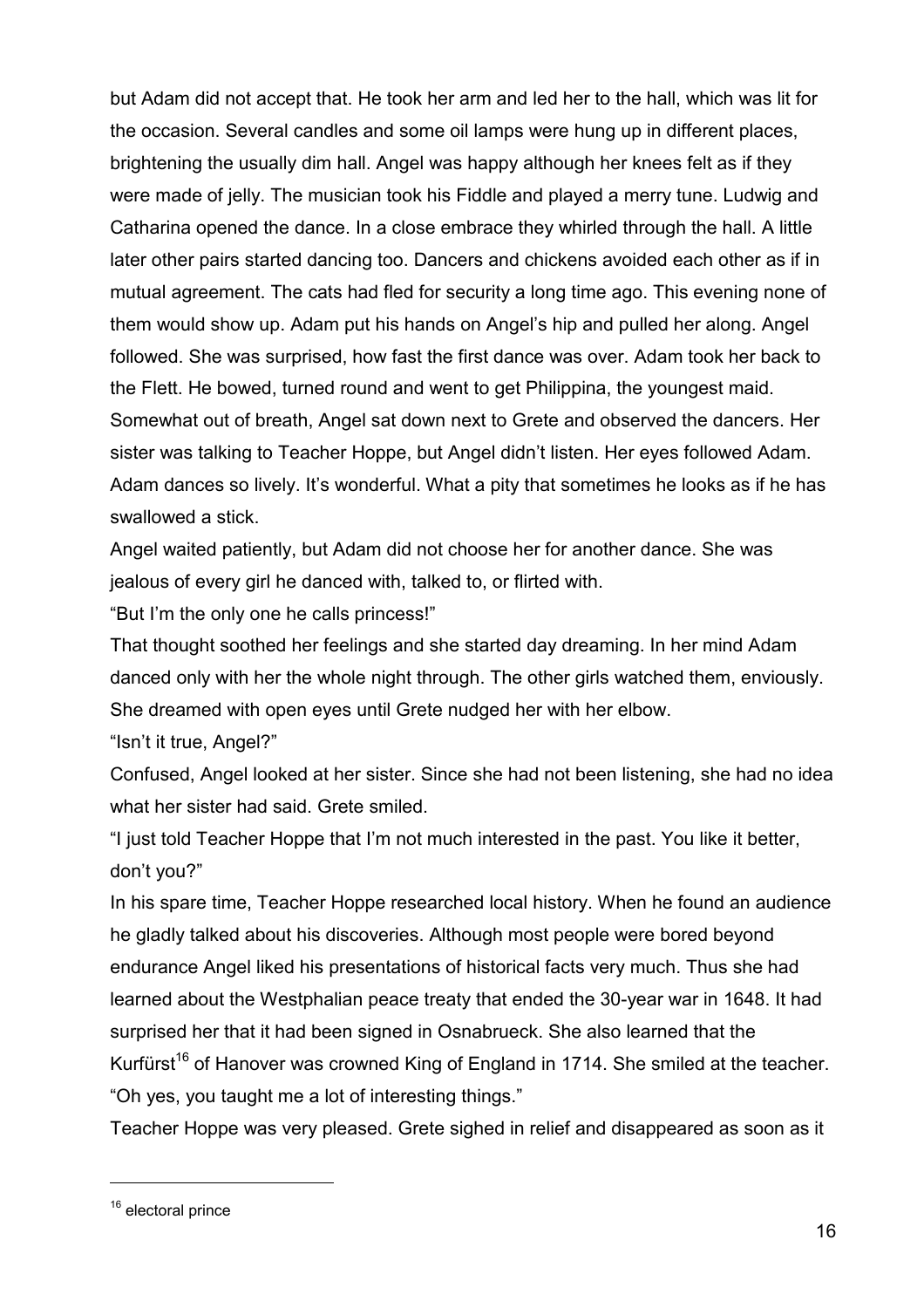but Adam did not accept that. He took her arm and led her to the hall, which was lit for the occasion. Several candles and some oil lamps were hung up in different places, brightening the usually dim hall. Angel was happy although her knees felt as if they were made of jelly. The musician took his Fiddle and played a merry tune. Ludwig and Catharina opened the dance. In a close embrace they whirled through the hall. A little later other pairs started dancing too. Dancers and chickens avoided each other as if in mutual agreement. The cats had fled for security a long time ago. This evening none of them would show up. Adam put his hands on Angel's hip and pulled her along. Angel followed. She was surprised, how fast the first dance was over. Adam took her back to the Flett. He bowed, turned round and went to get Philippina, the youngest maid. Somewhat out of breath, Angel sat down next to Grete and observed the dancers. Her sister was talking to Teacher Hoppe, but Angel didn't listen. Her eyes followed Adam. Adam dances so lively. It's wonderful. What a pity that sometimes he looks as if he has swallowed a stick.

Angel waited patiently, but Adam did not choose her for another dance. She was jealous of every girl he danced with, talked to, or flirted with.

"But I'm the only one he calls princess!"

That thought soothed her feelings and she started day dreaming. In her mind Adam danced only with her the whole night through. The other girls watched them, enviously. She dreamed with open eyes until Grete nudged her with her elbow.

"Isn't it true, Angel?"

Confused, Angel looked at her sister. Since she had not been listening, she had no idea what her sister had said. Grete smiled.

"I just told Teacher Hoppe that I'm not much interested in the past. You like it better, don't you?"

In his spare time, Teacher Hoppe researched local history. When he found an audience he gladly talked about his discoveries. Although most people were bored beyond endurance Angel liked his presentations of historical facts very much. Thus she had learned about the Westphalian peace treaty that ended the 30-year war in 1648. It had surprised her that it had been signed in Osnabrueck. She also learned that the Kurfürst[16] of Hanover was crowned King of England in 1714. She smiled at the teacher.

"Oh yes, you taught me a lot of interesting things."

Teacher Hoppe was very pleased. Grete sighed in relief and disappeared as soon as it

---

[16] electoral prince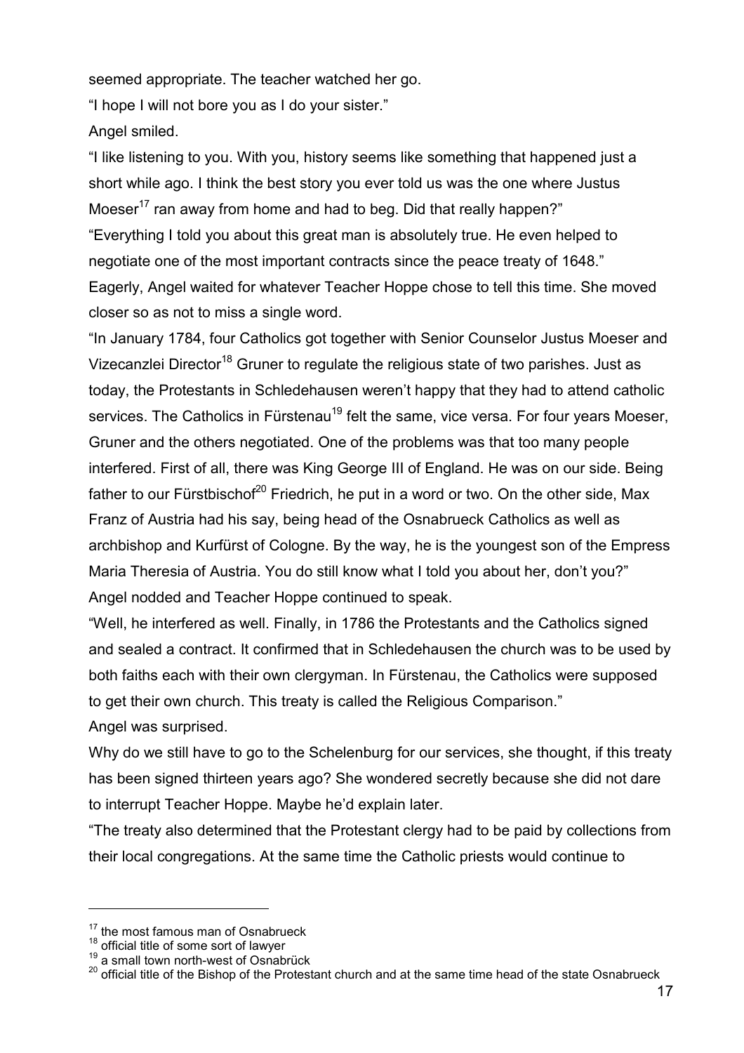seemed appropriate. The teacher watched her go.

"I hope I will not bore you as I do your sister."

Angel smiled.

"I like listening to you. With you, history seems like something that happened just a short while ago. I think the best story you ever told us was the one where Justus Moeser[17] ran away from home and had to beg. Did that really happen?"

"Everything I told you about this great man is absolutely true. He even helped to negotiate one of the most important contracts since the peace treaty of 1648."

Eagerly, Angel waited for whatever Teacher Hoppe chose to tell this time. She moved closer so as not to miss a single word.

"In January 1784, four Catholics got together with Senior Counselor Justus Moeser and Vizecanzlei Director[18] Gruner to regulate the religious state of two parishes. Just as today, the Protestants in Schledehausen weren't happy that they had to attend catholic services. The Catholics in Fürstenau[19] felt the same, vice versa. For four years Moeser, Gruner and the others negotiated. One of the problems was that too many people interfered. First of all, there was King George III of England. He was on our side. Being father to our Fürstbischof[20] Friedrich, he put in a word or two. On the other side, Max Franz of Austria had his say, being head of the Osnabrueck Catholics as well as archbishop and Kurfürst of Cologne. By the way, he is the youngest son of the Empress Maria Theresia of Austria. You do still know what I told you about her, don't you?"

Angel nodded and Teacher Hoppe continued to speak.

"Well, he interfered as well. Finally, in 1786 the Protestants and the Catholics signed and sealed a contract. It confirmed that in Schledehausen the church was to be used by both faiths each with their own clergyman. In Fürstenau, the Catholics were supposed to get their own church. This treaty is called the Religious Comparison."

Angel was surprised.

Why do we still have to go to the Schelenburg for our services, she thought, if this treaty has been signed thirteen years ago? She wondered secretly because she did not dare to interrupt Teacher Hoppe. Maybe he'd explain later.

"The treaty also determined that the Protestant clergy had to be paid by collections from their local congregations. At the same time the Catholic priests would continue to

---

[17] the most famous man of Osnabrueck

[18] official title of some sort of lawyer

[19] a small town north-west of Osnabrück

[20] official title of the Bishop of the Protestant church and at the same time head of the state Osnabrueck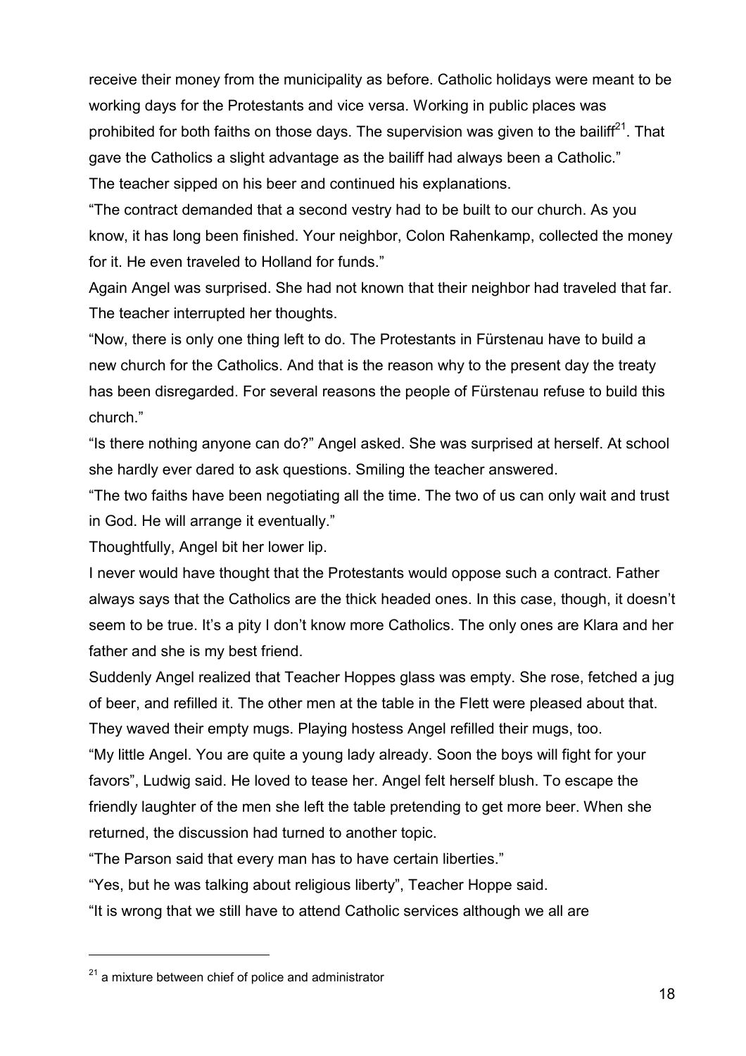receive their money from the municipality as before. Catholic holidays were meant to be working days for the Protestants and vice versa. Working in public places was prohibited for both faiths on those days. The supervision was given to the bailiff[21]. That gave the Catholics a slight advantage as the bailiff had always been a Catholic."

The teacher sipped on his beer and continued his explanations.

"The contract demanded that a second vestry had to be built to our church. As you know, it has long been finished. Your neighbor, Colon Rahenkamp, collected the money for it. He even traveled to Holland for funds."

Again Angel was surprised. She had not known that their neighbor had traveled that far. The teacher interrupted her thoughts.

"Now, there is only one thing left to do. The Protestants in Fürstenau have to build a new church for the Catholics. And that is the reason why to the present day the treaty has been disregarded. For several reasons the people of Fürstenau refuse to build this church."

"Is there nothing anyone can do?" Angel asked. She was surprised at herself. At school she hardly ever dared to ask questions. Smiling the teacher answered.

"The two faiths have been negotiating all the time. The two of us can only wait and trust in God. He will arrange it eventually."

Thoughtfully, Angel bit her lower lip.

I never would have thought that the Protestants would oppose such a contract. Father always says that the Catholics are the thick headed ones. In this case, though, it doesn't seem to be true. It's a pity I don't know more Catholics. The only ones are Klara and her father and she is my best friend.

Suddenly Angel realized that Teacher Hoppes glass was empty. She rose, fetched a jug of beer, and refilled it. The other men at the table in the Flett were pleased about that. They waved their empty mugs. Playing hostess Angel refilled their mugs, too.

"My little Angel. You are quite a young lady already. Soon the boys will fight for your favors", Ludwig said. He loved to tease her. Angel felt herself blush. To escape the friendly laughter of the men she left the table pretending to get more beer. When she returned, the discussion had turned to another topic.

"The Parson said that every man has to have certain liberties."

"Yes, but he was talking about religious liberty", Teacher Hoppe said.

"It is wrong that we still have to attend Catholic services although we all are

---

[21] a mixture between chief of police and administrator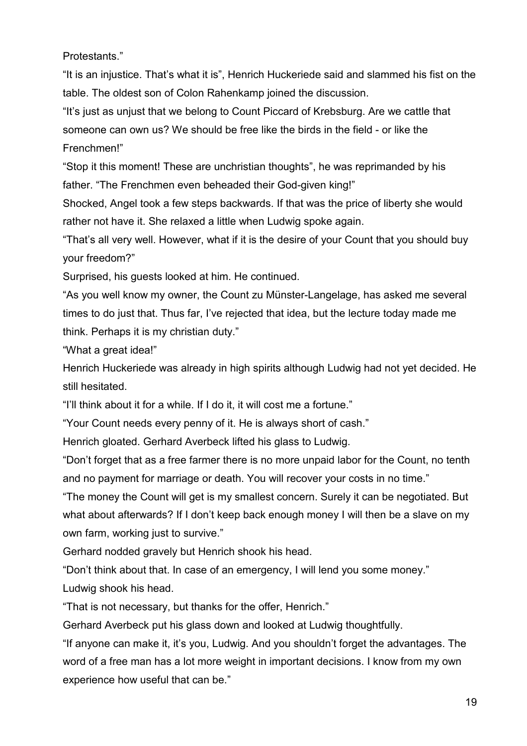Protestants."

"It is an injustice. That's what it is", Henrich Huckeriede said and slammed his fist on the table. The oldest son of Colon Rahenkamp joined the discussion.

"It's just as unjust that we belong to Count Piccard of Krebsburg. Are we cattle that someone can own us? We should be free like the birds in the field - or like the Frenchmen!"

"Stop it this moment! These are unchristian thoughts", he was reprimanded by his father. "The Frenchmen even beheaded their God-given king!"

Shocked, Angel took a few steps backwards. If that was the price of liberty she would rather not have it. She relaxed a little when Ludwig spoke again.

"That's all very well. However, what if it is the desire of your Count that you should buy your freedom?"

Surprised, his guests looked at him. He continued.

"As you well know my owner, the Count zu Münster-Langelage, has asked me several times to do just that. Thus far, I've rejected that idea, but the lecture today made me think. Perhaps it is my christian duty."

"What a great idea!"

Henrich Huckeriede was already in high spirits although Ludwig had not yet decided. He still hesitated.

"I'll think about it for a while. If I do it, it will cost me a fortune."

"Your Count needs every penny of it. He is always short of cash."

Henrich gloated. Gerhard Averbeck lifted his glass to Ludwig.

"Don't forget that as a free farmer there is no more unpaid labor for the Count, no tenth and no payment for marriage or death. You will recover your costs in no time."

"The money the Count will get is my smallest concern. Surely it can be negotiated. But what about afterwards? If I don't keep back enough money I will then be a slave on my own farm, working just to survive."

Gerhard nodded gravely but Henrich shook his head.

"Don't think about that. In case of an emergency, I will lend you some money."

Ludwig shook his head.

"That is not necessary, but thanks for the offer, Henrich."

Gerhard Averbeck put his glass down and looked at Ludwig thoughtfully.

"If anyone can make it, it's you, Ludwig. And you shouldn't forget the advantages. The word of a free man has a lot more weight in important decisions. I know from my own experience how useful that can be."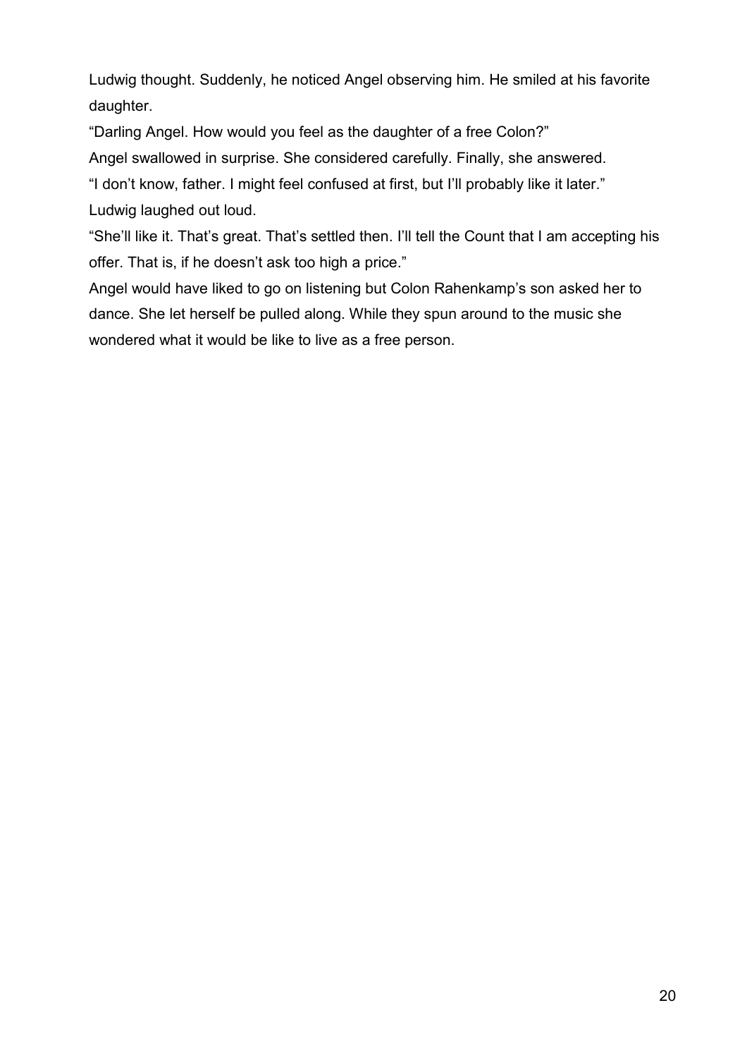Ludwig thought. Suddenly, he noticed Angel observing him. He smiled at his favorite daughter.

“Darling Angel. How would you feel as the daughter of a free Colon?”

Angel swallowed in surprise. She considered carefully. Finally, she answered.

“I don’t know, father. I might feel confused at first, but I’ll probably like it later.”

Ludwig laughed out loud.

“She’ll like it. That’s great. That’s settled then. I’ll tell the Count that I am accepting his offer. That is, if he doesn’t ask too high a price.”

Angel would have liked to go on listening but Colon Rahenkamp’s son asked her to dance. She let herself be pulled along. While they spun around to the music she wondered what it would be like to live as a free person.